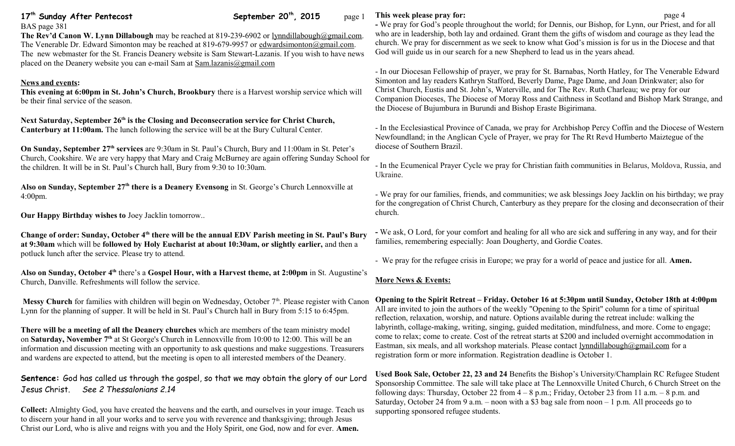**17th Sunday After Pentecost** **September 20th, 2015**

BAS page 381

**The Rev'd Canon W. Lynn Dillabough** may be reached at 819-239-6902 or lynndillabough@gmail.com. The Venerable Dr. Edward Simonton may be reached at 819-679-9957 or edwardsimonton@gmail.com. The new webmaster for the St. Francis Deanery website is Sam Stewart-Lazanis. If you wish to have news placed on the Deanery website you can e-mail Sam at Sam.lazanis@gmail.com

**News and events:**

**This evening at 6:00pm in St. John's Church, Brookbury** there is a Harvest worship service which will be their final service of the season.

**Next Saturday, September 26th is the Closing and Deconsecration service for Christ Church, Canterbury at 11:00am.** The lunch following the service will be at the Bury Cultural Center.

**On Sunday, September 27th services** are 9:30am in St. Paul's Church, Bury and 11:00am in St. Peter's Church, Cookshire. We are very happy that Mary and Craig McBurney are again offering Sunday School for the children. It will be in St. Paul's Church hall, Bury from 9:30 to 10:30am.

**Also on Sunday, September 27th there is a Deanery Evensong** in St. George's Church Lennoxville at 4:00pm.

**Our Happy Birthday wishes to** Joey Jacklin tomorrow..

**Change of order: Sunday, October 4th there will be the annual EDV Parish meeting in St. Paul's Bury at 9:30am** which will be **followed by Holy Eucharist at about 10:30am, or slightly earlier,** and then a potluck lunch after the service. Please try to attend.

**Also on Sunday, October 4th** there's a **Gospel Hour, with a Harvest theme, at 2:00pm** in St. Augustine's Church, Danville. Refreshments will follow the service.

**Messy Church** for families with children will begin on Wednesday, October 7th. Please register with Canon Lynn for the planning of supper. It will be held in St. Paul's Church hall in Bury from 5:15 to 6:45pm.

**There will be a meeting of all the Deanery churches** which are members of the team ministry model on **Saturday, November 7th** at St George's Church in Lennoxville from 10:00 to 12:00. This will be an information and discussion meeting with an opportunity to ask questions and make suggestions. Treasurers and wardens are expected to attend, but the meeting is open to all interested members of the Deanery.

**Sentence:** God has called us through the gospel, so that we may obtain the glory of our Lord Jesus Christ. *See 2 Thessalonians 2.14*

**Collect:** Almighty God, you have created the heavens and the earth, and ourselves in your image. Teach us to discern your hand in all your works and to serve you with reverence and thanksgiving; through Jesus Christ our Lord, who is alive and reigns with you and the Holy Spirit, one God, now and for ever. **Amen.**

**This week please pray for:**

- We pray for God's people throughout the world; for Dennis, our Bishop, for Lynn, our Priest, and for all who are in leadership, both lay and ordained. Grant them the gifts of wisdom and courage as they lead the church. We pray for discernment as we seek to know what God's mission is for us in the Diocese and that God will guide us in our search for a new Shepherd to lead us in the years ahead.

- In our Diocesan Fellowship of prayer, we pray for St. Barnabas, North Hatley, for The Venerable Edward Simonton and lay readers Kathryn Stafford, Beverly Dame, Page Dame, and Joan Drinkwater; also for Christ Church, Eustis and St. John's, Waterville, and for The Rev. Ruth Charleau; we pray for our Companion Dioceses, The Diocese of Moray Ross and Caithness in Scotland and Bishop Mark Strange, and the Diocese of Bujumbura in Burundi and Bishop Eraste Bigirimana.

- In the Ecclesiastical Province of Canada, we pray for Archbishop Percy Coffin and the Diocese of Western Newfoundland; in the Anglican Cycle of Prayer, we pray for The Rt Revd Humberto Maiztegue of the diocese of Southern Brazil.

- In the Ecumenical Prayer Cycle we pray for Christian faith communities in Belarus, Moldova, Russia, and Ukraine.

- We pray for our families, friends, and communities; we ask blessings Joey Jacklin on his birthday; we pray for the congregation of Christ Church, Canterbury as they prepare for the closing and deconsecration of their church.

- We ask, O Lord, for your comfort and healing for all who are sick and suffering in any way, and for their families, remembering especially: Joan Dougherty, and Gordie Coates.

- We pray for the refugee crisis in Europe; we pray for a world of peace and justice for all. **Amen.**

**More News & Events:**

**Opening to the Spirit Retreat – Friday. October 16 at 5:30pm until Sunday, October 18th at 4:00pm** All are invited to join the authors of the weekly "Opening to the Spirit" column for a time of spiritual reflection, relaxation, worship, and nature. Options available during the retreat include: walking the labyrinth, collage-making, writing, singing, guided meditation, mindfulness, and more. Come to engage; come to relax; come to create. Cost of the retreat starts at $200 and included overnight accommodation in Eastman, six meals, and all workshop materials. Please contact lynndillabough@gmail.com for a registration form or more information. Registration deadline is October 1.

**Used Book Sale, October 22, 23 and 24** Benefits the Bishop's University/Champlain RC Refugee Student Sponsorship Committee. The sale will take place at The Lennoxville United Church, 6 Church Street on the following days: Thursday, October 22 from 4 – 8 p.m.; Friday, October 23 from 11 a.m. – 8 p.m. and Saturday, October 24 from 9 a.m. – noon with a $3 bag sale from noon – 1 p.m. All proceeds go to supporting sponsored refugee students.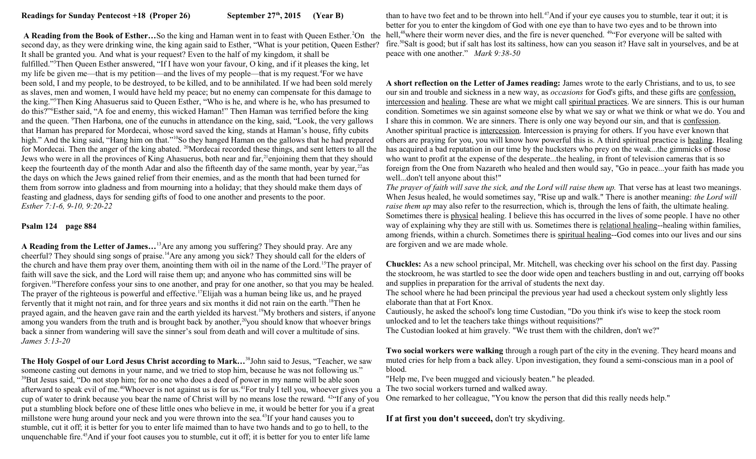**Readings for Sunday Pentecost +18 (Proper 26) September 27th, 2015 (Year B)**

**A Reading from the Book of Esther…**So the king and Haman went in to feast with Queen Esther.[2]On the second day, as they were drinking wine, the king again said to Esther, "What is your petition, Queen Esther? It shall be granted you. And what is your request? Even to the half of my kingdom, it shall be fulfilled."[3]Then Queen Esther answered, "If I have won your favour, O king, and if it pleases the king, let my life be given me—that is my petition—and the lives of my people—that is my request.[4]For we have been sold, I and my people, to be destroyed, to be killed, and to be annihilated. If we had been sold merely as slaves, men and women, I would have held my peace; but no enemy can compensate for this damage to the king."[5]Then King Ahasuerus said to Queen Esther, "Who is he, and where is he, who has presumed to do this?"[6]Esther said, "A foe and enemy, this wicked Haman!" Then Haman was terrified before the king and the queen. [9]Then Harbona, one of the eunuchs in attendance on the king, said, "Look, the very gallows that Haman has prepared for Mordecai, whose word saved the king, stands at Haman's house, fifty cubits high." And the king said, "Hang him on that."[10]So they hanged Haman on the gallows that he had prepared for Mordecai. Then the anger of the king abated. [20]Mordecai recorded these things, and sent letters to all the Jews who were in all the provinces of King Ahasuerus, both near and far,[21]enjoining them that they should keep the fourteenth day of the month Adar and also the fifteenth day of the same month, year by year,[22]as the days on which the Jews gained relief from their enemies, and as the month that had been turned for them from sorrow into gladness and from mourning into a holiday; that they should make them days of feasting and gladness, days for sending gifts of food to one another and presents to the poor.
*Esther 7:1-6, 9-10, 9:20-22*

**Psalm 124 page 884**

**A Reading from the Letter of James…**[13]Are any among you suffering? They should pray. Are any cheerful? They should sing songs of praise.[14]Are any among you sick? They should call for the elders of the church and have them pray over them, anointing them with oil in the name of the Lord.[15]The prayer of faith will save the sick, and the Lord will raise them up; and anyone who has committed sins will be forgiven.[16]Therefore confess your sins to one another, and pray for one another, so that you may be healed. The prayer of the righteous is powerful and effective.[17]Elijah was a human being like us, and he prayed fervently that it might not rain, and for three years and six months it did not rain on the earth.[18]Then he prayed again, and the heaven gave rain and the earth yielded its harvest.[19]My brothers and sisters, if anyone among you wanders from the truth and is brought back by another,[20]you should know that whoever brings back a sinner from wandering will save the sinner's soul from death and will cover a multitude of sins.
*James 5:13-20*

**The Holy Gospel of our Lord Jesus Christ according to Mark…**[38]John said to Jesus, "Teacher, we saw someone casting out demons in your name, and we tried to stop him, because he was not following us." [39]But Jesus said, "Do not stop him; for no one who does a deed of power in my name will be able soon afterward to speak evil of me.[40]Whoever is not against us is for us.[41]For truly I tell you, whoever gives you a cup of water to drink because you bear the name of Christ will by no means lose the reward. [42]"If any of you put a stumbling block before one of these little ones who believe in me, it would be better for you if a great millstone were hung around your neck and you were thrown into the sea.[43]If your hand causes you to stumble, cut it off; it is better for you to enter life maimed than to have two hands and to go to hell, to the unquenchable fire.[45]And if your foot causes you to stumble, cut it off; it is better for you to enter life lame than to have two feet and to be thrown into hell.[47]And if your eye causes you to stumble, tear it out; it is better for you to enter the kingdom of God with one eye than to have two eyes and to be thrown into hell,[48]where their worm never dies, and the fire is never quenched. [49]"For everyone will be salted with fire.[50]Salt is good; but if salt has lost its saltiness, how can you season it? Have salt in yourselves, and be at peace with one another." *Mark 9:38-50*

**A short reflection on the Letter of James reading:** James wrote to the early Christians, and to us, to see our sin and trouble and sickness in a new way, as *occasions* for God's gifts, and these gifts are confession, intercession and healing. These are what we might call spiritual practices. We are sinners. This is our human condition. Sometimes we sin against someone else by what we say or what we think or what we do. You and I share this in common. We are sinners. There is only one way beyond our sin, and that is confession. Another spiritual practice is intercession. Intercession is praying for others. If you have ever known that others are praying for you, you will know how powerful this is. A third spiritual practice is healing. Healing has acquired a bad reputation in our time by the hucksters who prey on the weak...the gimmicks of those who want to profit at the expense of the desperate...the healing, in front of television cameras that is so foreign from the One from Nazareth who healed and then would say, "Go in peace...your faith has made you well...don't tell anyone about this!"
*The prayer of faith will save the sick, and the Lord will raise them up.* That verse has at least two meanings. When Jesus healed, he would sometimes say, "Rise up and walk." There is another meaning: *the Lord will raise them up* may also refer to the resurrection, which is, through the lens of faith, the ultimate healing. Sometimes there is physical healing. I believe this has occurred in the lives of some people. I have no other way of explaining why they are still with us. Sometimes there is relational healing--healing within families, among friends, within a church. Sometimes there is spiritual healing--God comes into our lives and our sins are forgiven and we are made whole.

**Chuckles:** As a new school principal, Mr. Mitchell, was checking over his school on the first day. Passing the stockroom, he was startled to see the door wide open and teachers bustling in and out, carrying off books and supplies in preparation for the arrival of students the next day.
The school where he had been principal the previous year had used a checkout system only slightly less elaborate than that at Fort Knox.
Cautiously, he asked the school's long time Custodian, "Do you think it's wise to keep the stock room unlocked and to let the teachers take things without requisitions?"
The Custodian looked at him gravely. "We trust them with the children, don't we?"

**Two social workers were walking** through a rough part of the city in the evening. They heard moans and muted cries for help from a back alley. Upon investigation, they found a semi-conscious man in a pool of blood.
"Help me, I've been mugged and viciously beaten." he pleaded.
The two social workers turned and walked away.
One remarked to her colleague, "You know the person that did this really needs help."

**If at first you don't succeed,** don't try skydiving.